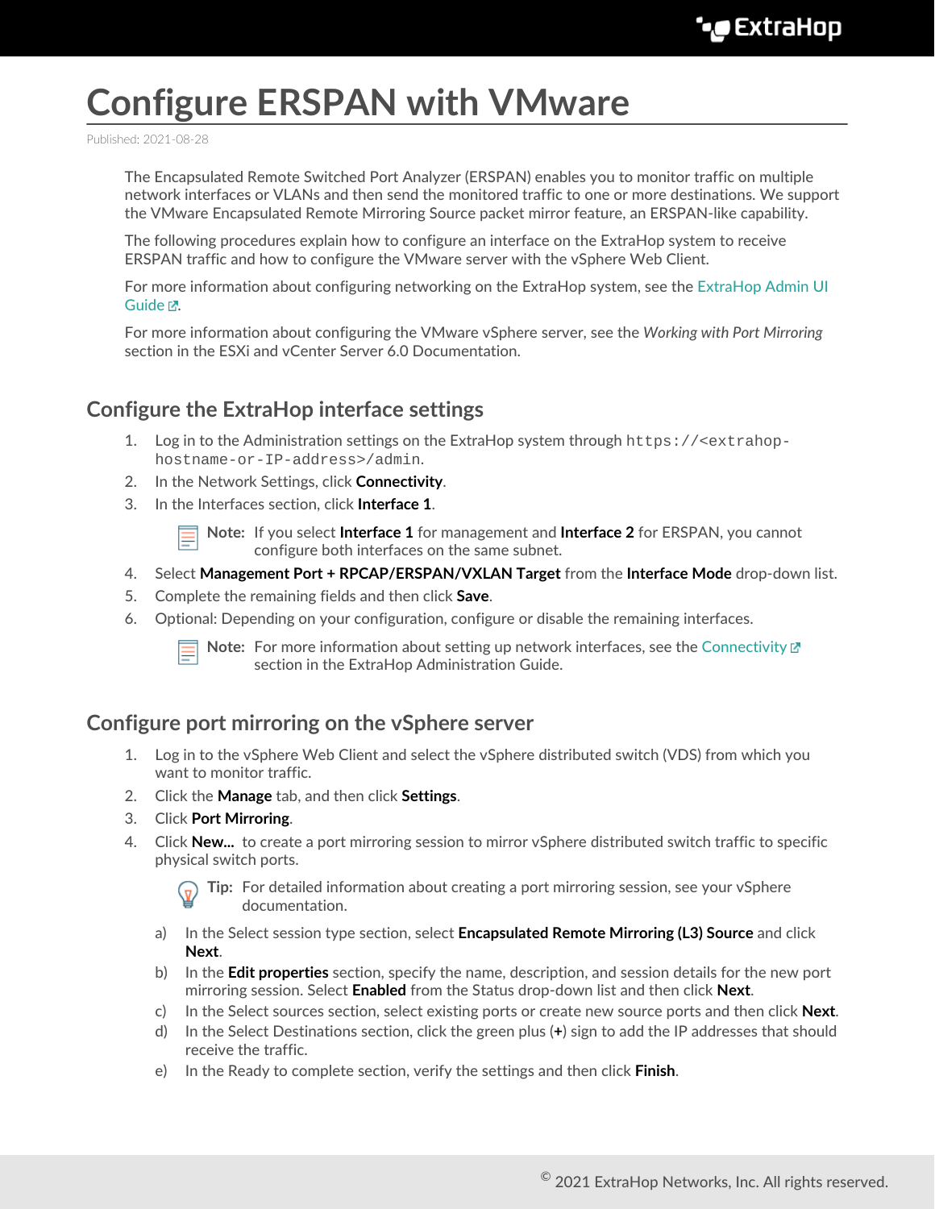# Configure ERSPAN with VMware

Published: 2021-08-28

The Encapsulated Remote Switched Port Analyzer (ERSPAN) enables you to monitor traffic on multiple network interfaces or VLANs and then send the monitored traffic to one or more destinations. We support the VMware Encapsulated Remote Mirroring Source packet mirror feature, an ERSPAN-like capability.

The following procedures explain how to configure an interface on the ExtraHop system to receive ERSPAN traffic and how to configure the VMware server with the vSphere Web Client.

For more information about configuring networking on the ExtraHop system, see the ExtraHop Admin UI Guide.

For more information about configuring the VMware vSphere server, see the *Working with Port Mirroring* section in the ESXi and vCenter Server 6.0 Documentation.

## Configure the ExtraHop interface settings

1. Log in to the Administration settings on the ExtraHop system through `https://<extrahop-hostname-or-IP-address>/admin`.
2. In the Network Settings, click **Connectivity**.
3. In the Interfaces section, click **Interface 1**.

   **Note:** If you select **Interface 1** for management and **Interface 2** for ERSPAN, you cannot configure both interfaces on the same subnet.
4. Select **Management Port + RPCAP/ERSPAN/VXLAN Target** from the **Interface Mode** drop-down list.
5. Complete the remaining fields and then click **Save**.
6. Optional: Depending on your configuration, configure or disable the remaining interfaces.

   **Note:** For more information about setting up network interfaces, see the Connectivity section in the ExtraHop Administration Guide.

## Configure port mirroring on the vSphere server

1. Log in to the vSphere Web Client and select the vSphere distributed switch (VDS) from which you want to monitor traffic.
2. Click the **Manage** tab, and then click **Settings**.
3. Click **Port Mirroring**.
4. Click **New...** to create a port mirroring session to mirror vSphere distributed switch traffic to specific physical switch ports.

   **Tip:** For detailed information about creating a port mirroring session, see your vSphere documentation.

   a) In the Select session type section, select **Encapsulated Remote Mirroring (L3) Source** and click **Next**.
   b) In the **Edit properties** section, specify the name, description, and session details for the new port mirroring session. Select **Enabled** from the Status drop-down list and then click **Next**.
   c) In the Select sources section, select existing ports or create new source ports and then click **Next**.
   d) In the Select Destinations section, click the green plus (**+**) sign to add the IP addresses that should receive the traffic.
   e) In the Ready to complete section, verify the settings and then click **Finish**.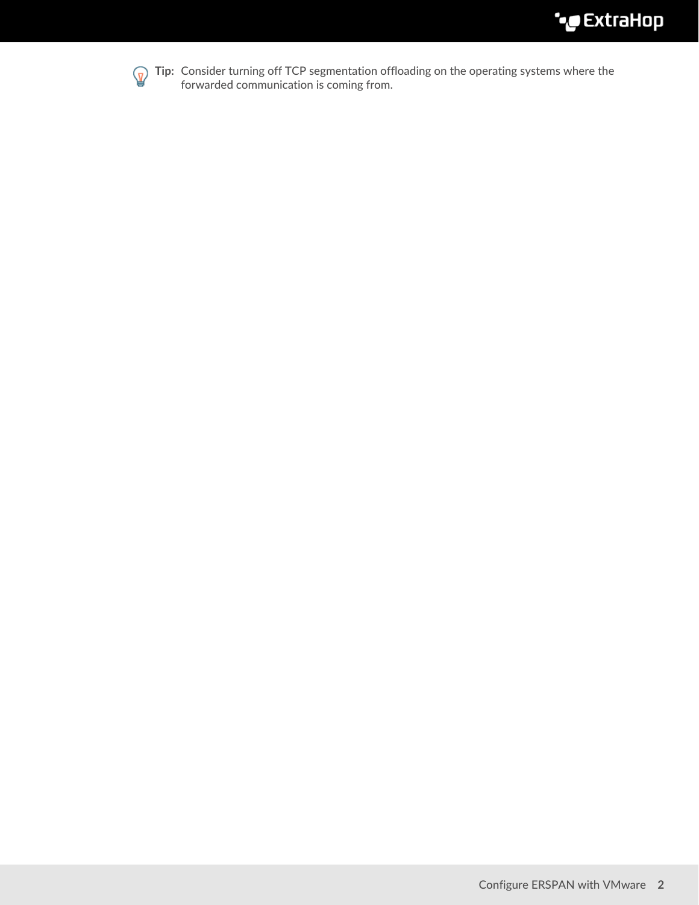**Tip:** Consider turning off TCP segmentation offloading on the operating systems where the forwarded communication is coming from.